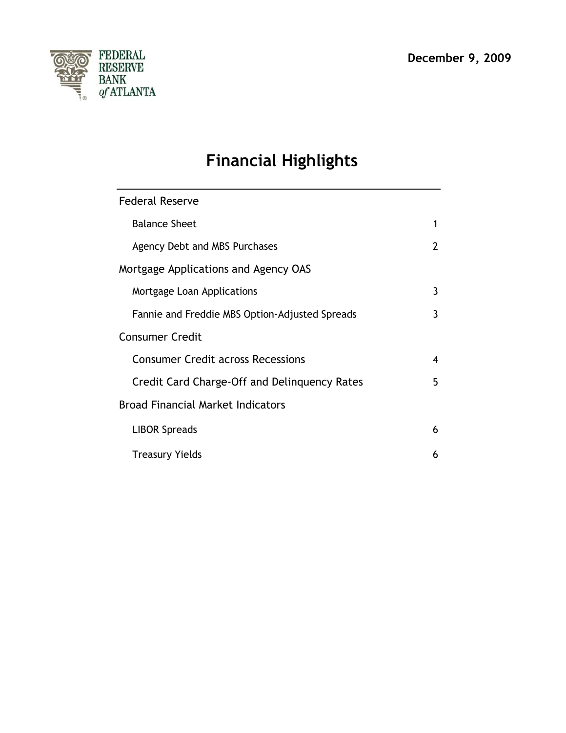FEDERAL RESERVE BANK of ATLANTA

**December 9, 2009**

# Financial Highlights

| | |
|---|---|
| Federal Reserve | |
| Balance Sheet | 1 |
| Agency Debt and MBS Purchases | 2 |
| Mortgage Applications and Agency OAS | |
| Mortgage Loan Applications | 3 |
| Fannie and Freddie MBS Option-Adjusted Spreads | 3 |
| Consumer Credit | |
| Consumer Credit across Recessions | 4 |
| Credit Card Charge-Off and Delinquency Rates | 5 |
| Broad Financial Market Indicators | |
| LIBOR Spreads | 6 |
| Treasury Yields | 6 |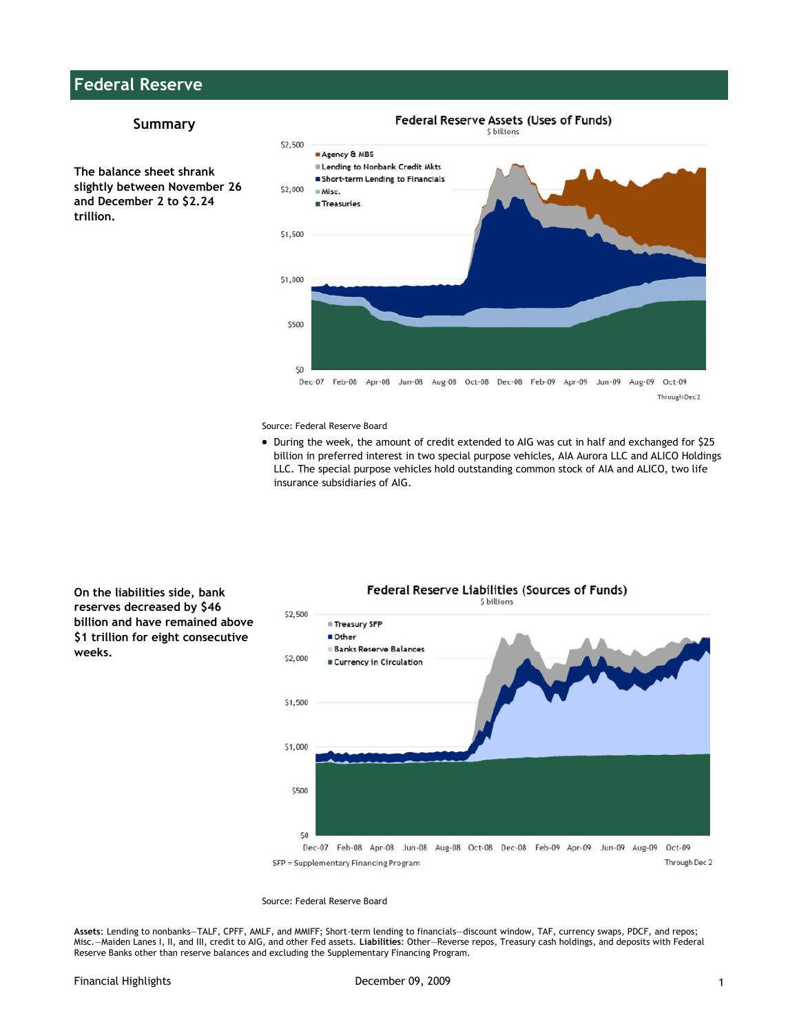# Federal Reserve

## Summary

**The balance sheet shrank slightly between November 26 and December 2 to $2.24 trillion.**

**Federal Reserve Assets (Uses of Funds)**
$ billions

Through Dec 2

Source: Federal Reserve Board

- During the week, the amount of credit extended to AIG was cut in half and exchanged for $25 billion in preferred interest in two special purpose vehicles, AIA Aurora LLC and ALICO Holdings LLC. The special purpose vehicles hold outstanding common stock of AIA and ALICO, two life insurance subsidiaries of AIG.

**On the liabilities side, bank reserves decreased by $46 billion and have remained above $1 trillion for eight consecutive weeks.**

**Federal Reserve Liabilities (Sources of Funds)**
$ billions

SFP = Supplementary Financing Program

Through Dec 2

Source: Federal Reserve Board

**Assets**: Lending to nonbanks—TALF, CPFF, AMLF, and MMIFF; Short-term lending to financials—discount window, TAF, currency swaps, PDCF, and repos; Misc.—Maiden Lanes I, II, and III, credit to AIG, and other Fed assets. **Liabilities**: Other—Reverse repos, Treasury cash holdings, and deposits with Federal Reserve Banks other than reserve balances and excluding the Supplementary Financing Program.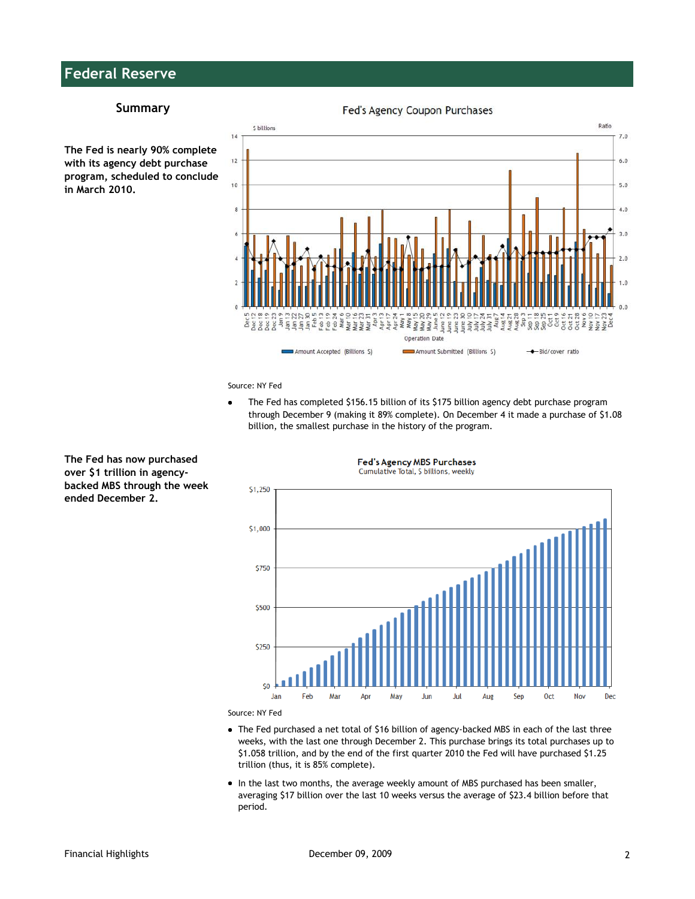# Federal Reserve

## Summary

**The Fed is nearly 90% complete with its agency debt purchase program, scheduled to conclude in March 2010.**

**Fed's Agency Coupon Purchases**

Source: NY Fed

- The Fed has completed $156.15 billion of its $175 billion agency debt purchase program through December 9 (making it 89% complete). On December 4 it made a purchase of $1.08 billion, the smallest purchase in the history of the program.

**The Fed has now purchased over $1 trillion in agency-backed MBS through the week ended December 2.**

**Fed's Agency MBS Purchases**
Cumulative Total, $ billions, weekly

Source: NY Fed

- The Fed purchased a net total of $16 billion of agency-backed MBS in each of the last three weeks, with the last one through December 2. This purchase brings its total purchases up to $1.058 trillion, and by the end of the first quarter 2010 the Fed will have purchased $1.25 trillion (thus, it is 85% complete).
- In the last two months, the average weekly amount of MBS purchased has been smaller, averaging $17 billion over the last 10 weeks versus the average of $23.4 billion before that period.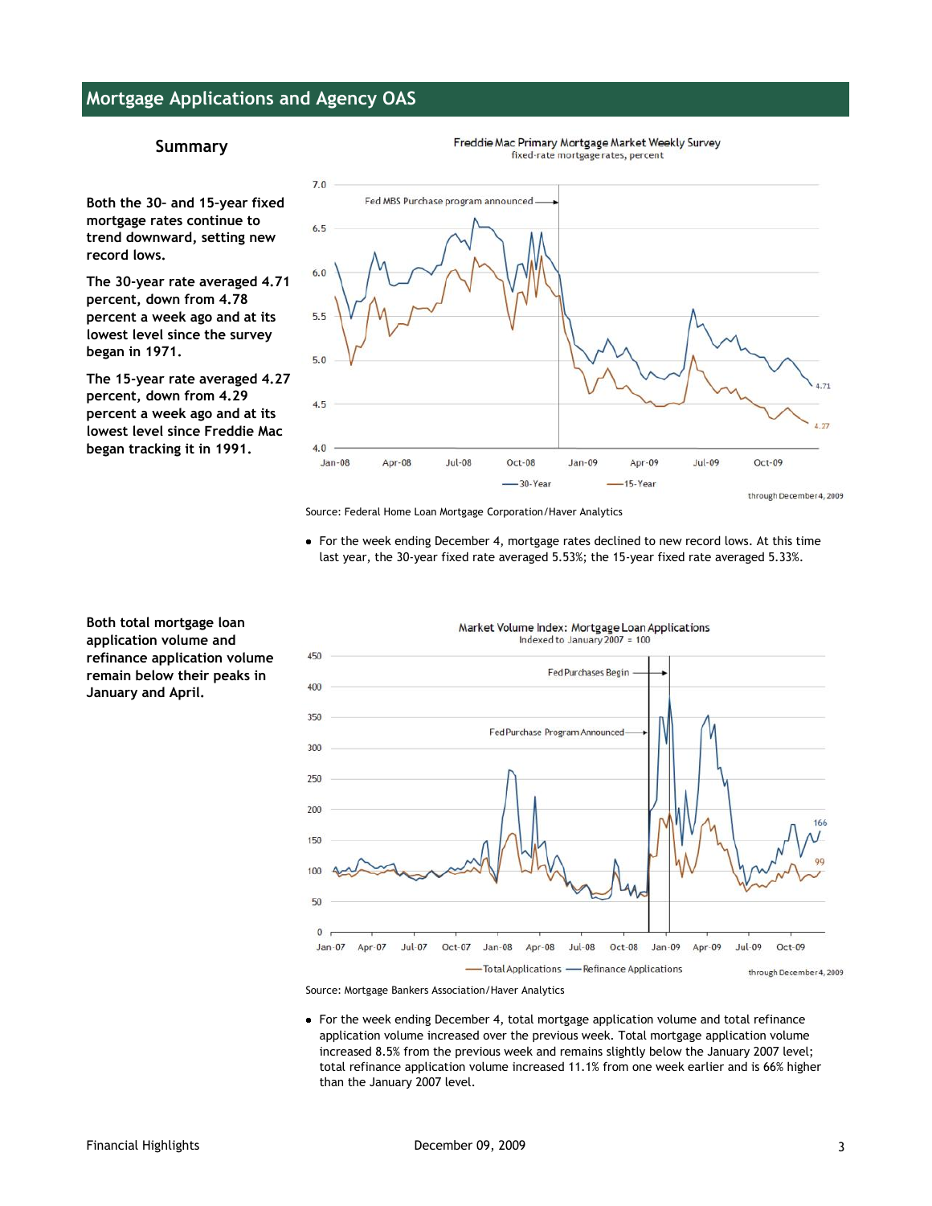## Mortgage Applications and Agency OAS

### Summary

**Both the 30- and 15-year fixed mortgage rates continue to trend downward, setting new record lows.**

**The 30-year rate averaged 4.71 percent, down from 4.78 percent a week ago and at its lowest level since the survey began in 1971.**

**The 15-year rate averaged 4.27 percent, down from 4.29 percent a week ago and at its lowest level since Freddie Mac began tracking it in 1991.**

Freddie Mac Primary Mortgage Market Weekly Survey
fixed-rate mortgage rates, percent

Source: Federal Home Loan Mortgage Corporation/Haver Analytics

- For the week ending December 4, mortgage rates declined to new record lows. At this time last year, the 30-year fixed rate averaged 5.53%; the 15-year fixed rate averaged 5.33%.

**Both total mortgage loan application volume and refinance application volume remain below their peaks in January and April.**

Market Volume Index: Mortgage Loan Applications
Indexed to January 2007 = 100

Source: Mortgage Bankers Association/Haver Analytics

- For the week ending December 4, total mortgage application volume and total refinance application volume increased over the previous week. Total mortgage application volume increased 8.5% from the previous week and remains slightly below the January 2007 level; total refinance application volume increased 11.1% from one week earlier and is 66% higher than the January 2007 level.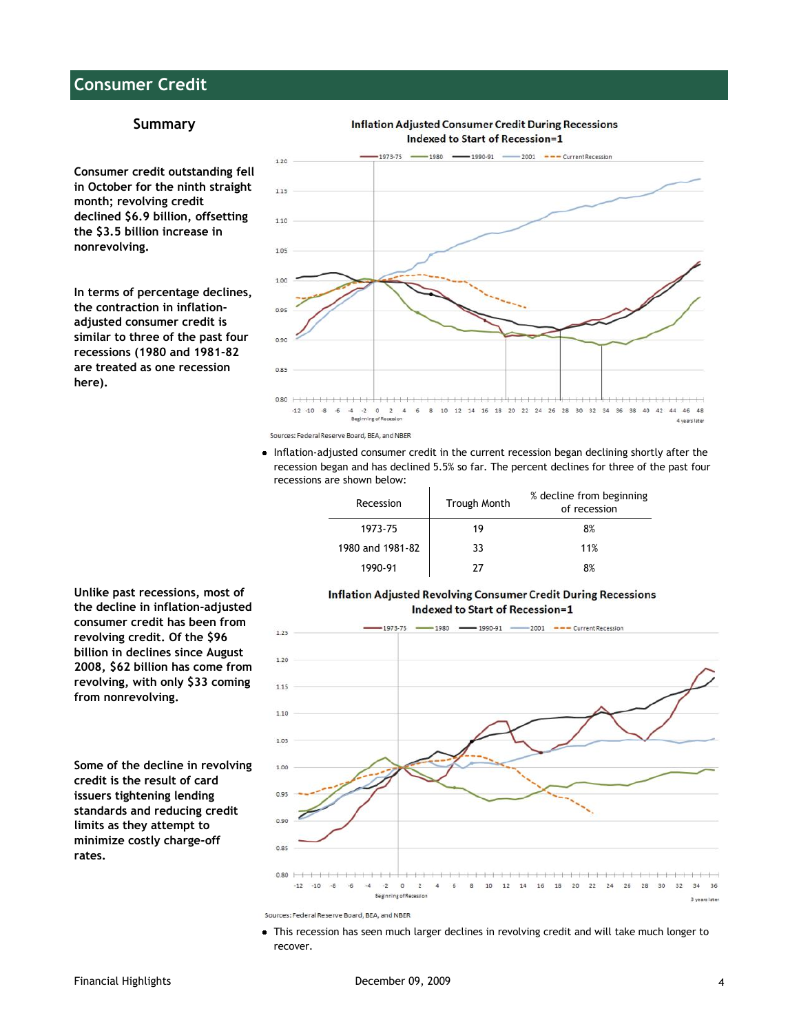# Consumer Credit

## Summary

**Consumer credit outstanding fell in October for the ninth straight month; revolving credit declined $6.9 billion, offsetting the $3.5 billion increase in nonrevolving.**

**In terms of percentage declines, the contraction in inflation-adjusted consumer credit is similar to three of the past four recessions (1980 and 1981-82 are treated as one recession here).**

**Inflation Adjusted Consumer Credit During Recessions**
**Indexed to Start of Recession=1**

Sources: Federal Reserve Board, BEA, and NBER

- Inflation-adjusted consumer credit in the current recession began declining shortly after the recession began and has declined 5.5% so far. The percent declines for three of the past four recessions are shown below:

| Recession | Trough Month | % decline from beginning of recession |
|---|---|---|
| 1973-75 | 19 | 8% |
| 1980 and 1981-82 | 33 | 11% |
| 1990-91 | 27 | 8% |

**Unlike past recessions, most of the decline in inflation-adjusted consumer credit has been from revolving credit. Of the $96 billion in declines since August 2008, $62 billion has come from revolving, with only $33 coming from nonrevolving.**

**Some of the decline in revolving credit is the result of card issuers tightening lending standards and reducing credit limits as they attempt to minimize costly charge-off rates.**

**Inflation Adjusted Revolving Consumer Credit During Recessions**
**Indexed to Start of Recession=1**

Sources: Federal Reserve Board, BEA, and NBER

- This recession has seen much larger declines in revolving credit and will take much longer to recover.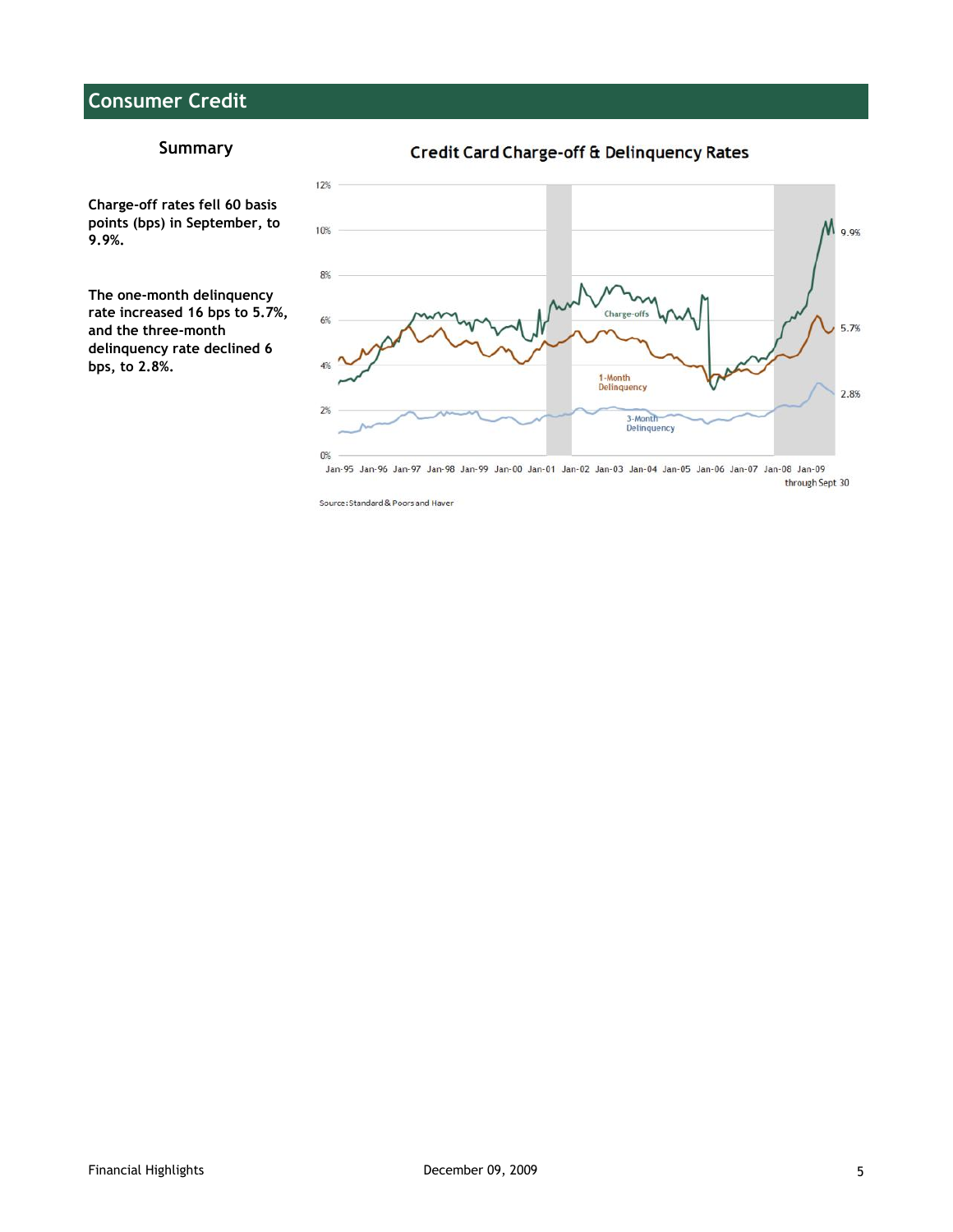# Consumer Credit

## Summary

**Charge-off rates fell 60 basis points (bps) in September, to 9.9%.**

**The one-month delinquency rate increased 16 bps to 5.7%, and the three-month delinquency rate declined 6 bps, to 2.8%.**

### Credit Card Charge-off & Delinquency Rates

Source: Standard & Poors and Haver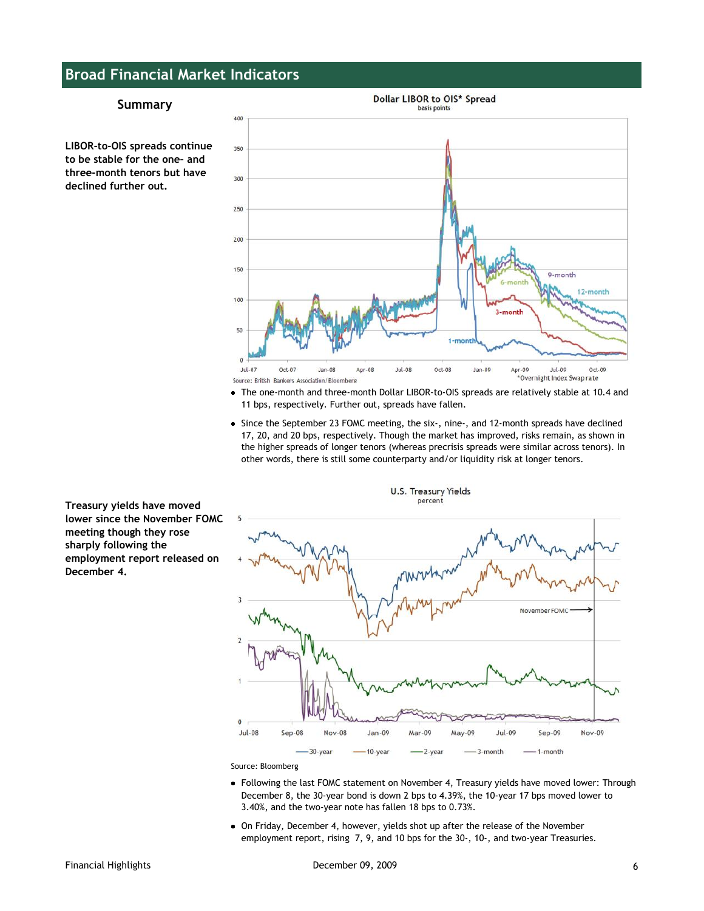## Broad Financial Market Indicators

### Summary

**LIBOR-to-OIS spreads continue to be stable for the one- and three-month tenors but have declined further out.**

Dollar LIBOR to OIS* Spread
basis points

400
350
300
250
200
150
100
50
0

Jul-07 Oct-07 Jan-08 Apr-08 Jul-08 Oct-08 Jan-09 Apr-09 Jul-09 Oct-09

9-month
6-month
12-month
3-month
1-month

Source: British Bankers Association/Bloomberg

*Overnight Index Swap rate

- The one-month and three-month Dollar LIBOR-to-OIS spreads are relatively stable at 10.4 and 11 bps, respectively. Further out, spreads have fallen.
- Since the September 23 FOMC meeting, the six-, nine-, and 12-month spreads have declined 17, 20, and 20 bps, respectively. Though the market has improved, risks remain, as shown in the higher spreads of longer tenors (whereas precrisis spreads were similar across tenors). In other words, there is still some counterparty and/or liquidity risk at longer tenors.

**Treasury yields have moved lower since the November FOMC meeting though they rose sharply following the employment report released on December 4.**

U.S. Treasury Yields
percent

5
4
3
2
1
0

November FOMC

Jul-08 Sep-08 Nov-08 Jan-09 Mar-09 May-09 Jul-09 Sep-09 Nov-09

30-year 10-year 2-year 3-month 1-month

Source: Bloomberg

- Following the last FOMC statement on November 4, Treasury yields have moved lower: Through December 8, the 30-year bond is down 2 bps to 4.39%, the 10-year 17 bps moved lower to 3.40%, and the two-year note has fallen 18 bps to 0.73%.
- On Friday, December 4, however, yields shot up after the release of the November employment report, rising 7, 9, and 10 bps for the 30-, 10-, and two-year Treasuries.